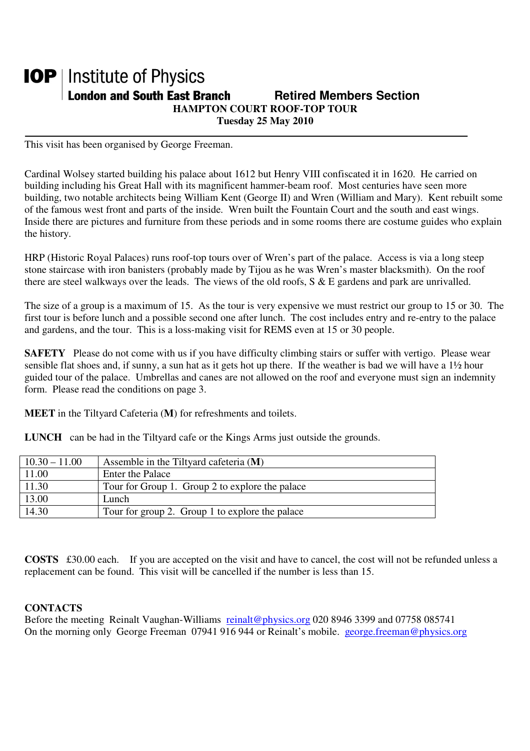# IOP | Institute of Physics

**London and South East Branch** **Retired Members Section**

**HAMPTON COURT ROOF-TOP TOUR**

**Tuesday 25 May 2010**

---

This visit has been organised by George Freeman.

Cardinal Wolsey started building his palace about 1612 but Henry VIII confiscated it in 1620. He carried on building including his Great Hall with its magnificent hammer-beam roof. Most centuries have seen more building, two notable architects being William Kent (George II) and Wren (William and Mary). Kent rebuilt some of the famous west front and parts of the inside. Wren built the Fountain Court and the south and east wings. Inside there are pictures and furniture from these periods and in some rooms there are costume guides who explain the history.

HRP (Historic Royal Palaces) runs roof-top tours over of Wren's part of the palace. Access is via a long steep stone staircase with iron banisters (probably made by Tijou as he was Wren's master blacksmith). On the roof there are steel walkways over the leads. The views of the old roofs, S & E gardens and park are unrivalled.

The size of a group is a maximum of 15. As the tour is very expensive we must restrict our group to 15 or 30. The first tour is before lunch and a possible second one after lunch. The cost includes entry and re-entry to the palace and gardens, and the tour. This is a loss-making visit for REMS even at 15 or 30 people.

**SAFETY** Please do not come with us if you have difficulty climbing stairs or suffer with vertigo. Please wear sensible flat shoes and, if sunny, a sun hat as it gets hot up there. If the weather is bad we will have a 1½ hour guided tour of the palace. Umbrellas and canes are not allowed on the roof and everyone must sign an indemnity form. Please read the conditions on page 3.

**MEET** in the Tiltyard Cafeteria (**M**) for refreshments and toilets.

**LUNCH** can be had in the Tiltyard cafe or the Kings Arms just outside the grounds.

| | |
|---|---|
| 10.30 – 11.00 | Assemble in the Tiltyard cafeteria (**M**) |
| 11.00 | Enter the Palace |
| 11.30 | Tour for Group 1. Group 2 to explore the palace |
| 13.00 | Lunch |
| 14.30 | Tour for group 2. Group 1 to explore the palace |

**COSTS** £30.00 each. If you are accepted on the visit and have to cancel, the cost will not be refunded unless a replacement can be found. This visit will be cancelled if the number is less than 15.

**CONTACTS**

Before the meeting Reinalt Vaughan-Williams reinalt@physics.org 020 8946 3399 and 07758 085741

On the morning only George Freeman 07941 916 944 or Reinalt's mobile. george.freeman@physics.org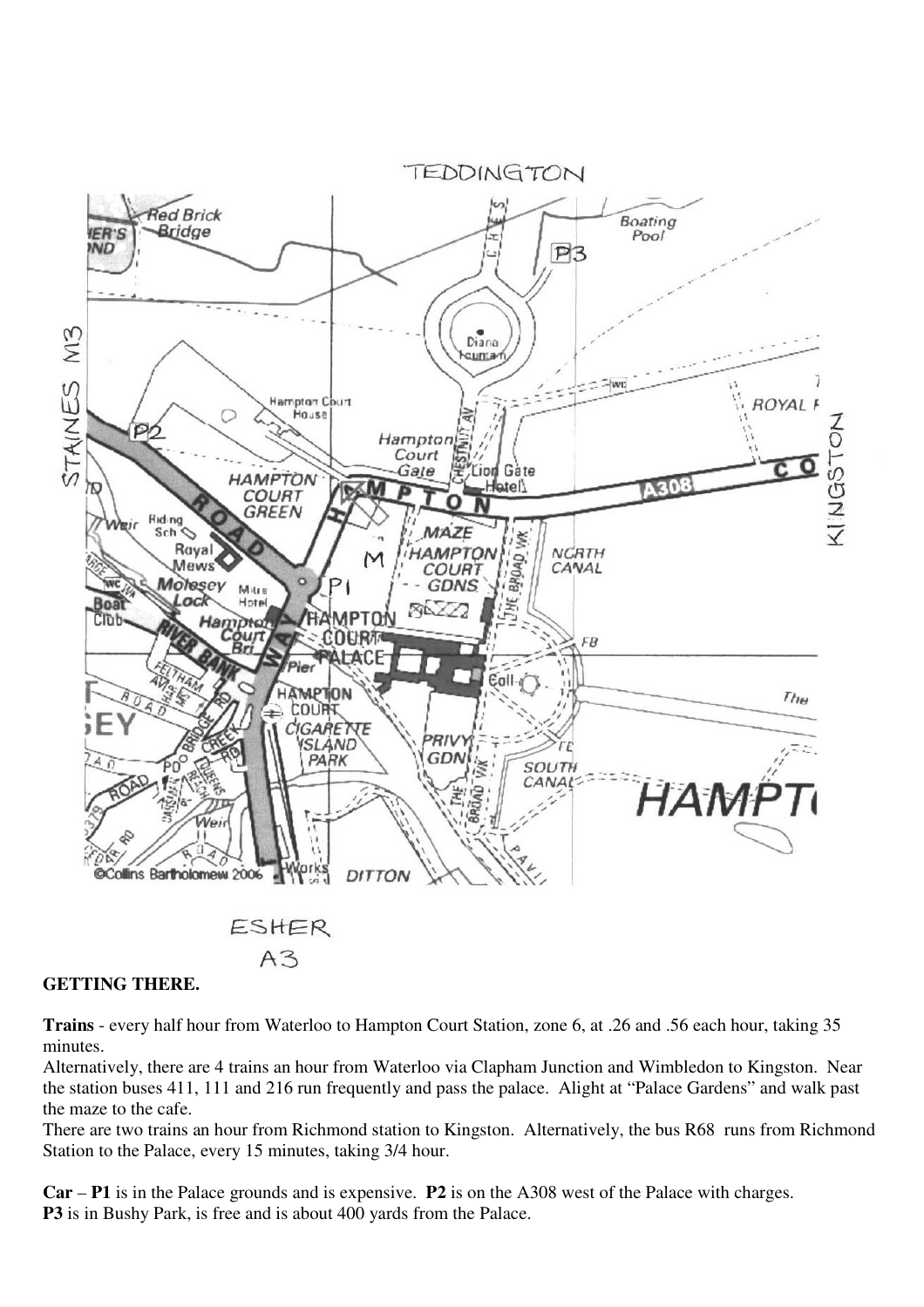TEDDINGTON

STAINES M3

KINGSTON

ESHER
A3

**GETTING THERE.**

**Trains** - every half hour from Waterloo to Hampton Court Station, zone 6, at .26 and .56 each hour, taking 35 minutes.

Alternatively, there are 4 trains an hour from Waterloo via Clapham Junction and Wimbledon to Kingston. Near the station buses 411, 111 and 216 run frequently and pass the palace. Alight at "Palace Gardens" and walk past the maze to the cafe.

There are two trains an hour from Richmond station to Kingston. Alternatively, the bus R68 runs from Richmond Station to the Palace, every 15 minutes, taking 3/4 hour.

**Car** – **P1** is in the Palace grounds and is expensive. **P2** is on the A308 west of the Palace with charges. **P3** is in Bushy Park, is free and is about 400 yards from the Palace.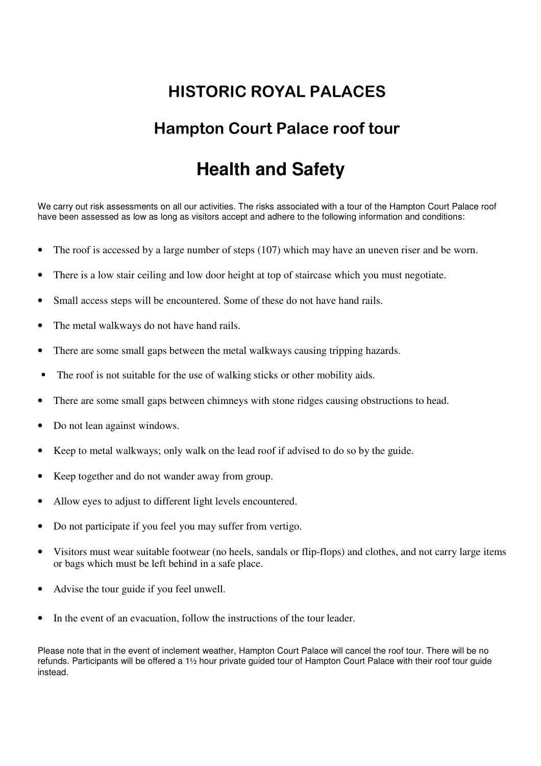# HISTORIC ROYAL PALACES

## Hampton Court Palace roof tour

## Health and Safety

We carry out risk assessments on all our activities. The risks associated with a tour of the Hampton Court Palace roof have been assessed as low as long as visitors accept and adhere to the following information and conditions:

- The roof is accessed by a large number of steps (107) which may have an uneven riser and be worn.
- There is a low stair ceiling and low door height at top of staircase which you must negotiate.
- Small access steps will be encountered. Some of these do not have hand rails.
- The metal walkways do not have hand rails.
- There are some small gaps between the metal walkways causing tripping hazards.
- The roof is not suitable for the use of walking sticks or other mobility aids.
- There are some small gaps between chimneys with stone ridges causing obstructions to head.
- Do not lean against windows.
- Keep to metal walkways; only walk on the lead roof if advised to do so by the guide.
- Keep together and do not wander away from group.
- Allow eyes to adjust to different light levels encountered.
- Do not participate if you feel you may suffer from vertigo.
- Visitors must wear suitable footwear (no heels, sandals or flip-flops) and clothes, and not carry large items or bags which must be left behind in a safe place.
- Advise the tour guide if you feel unwell.
- In the event of an evacuation, follow the instructions of the tour leader.

Please note that in the event of inclement weather, Hampton Court Palace will cancel the roof tour. There will be no refunds. Participants will be offered a 1½ hour private guided tour of Hampton Court Palace with their roof tour guide instead.